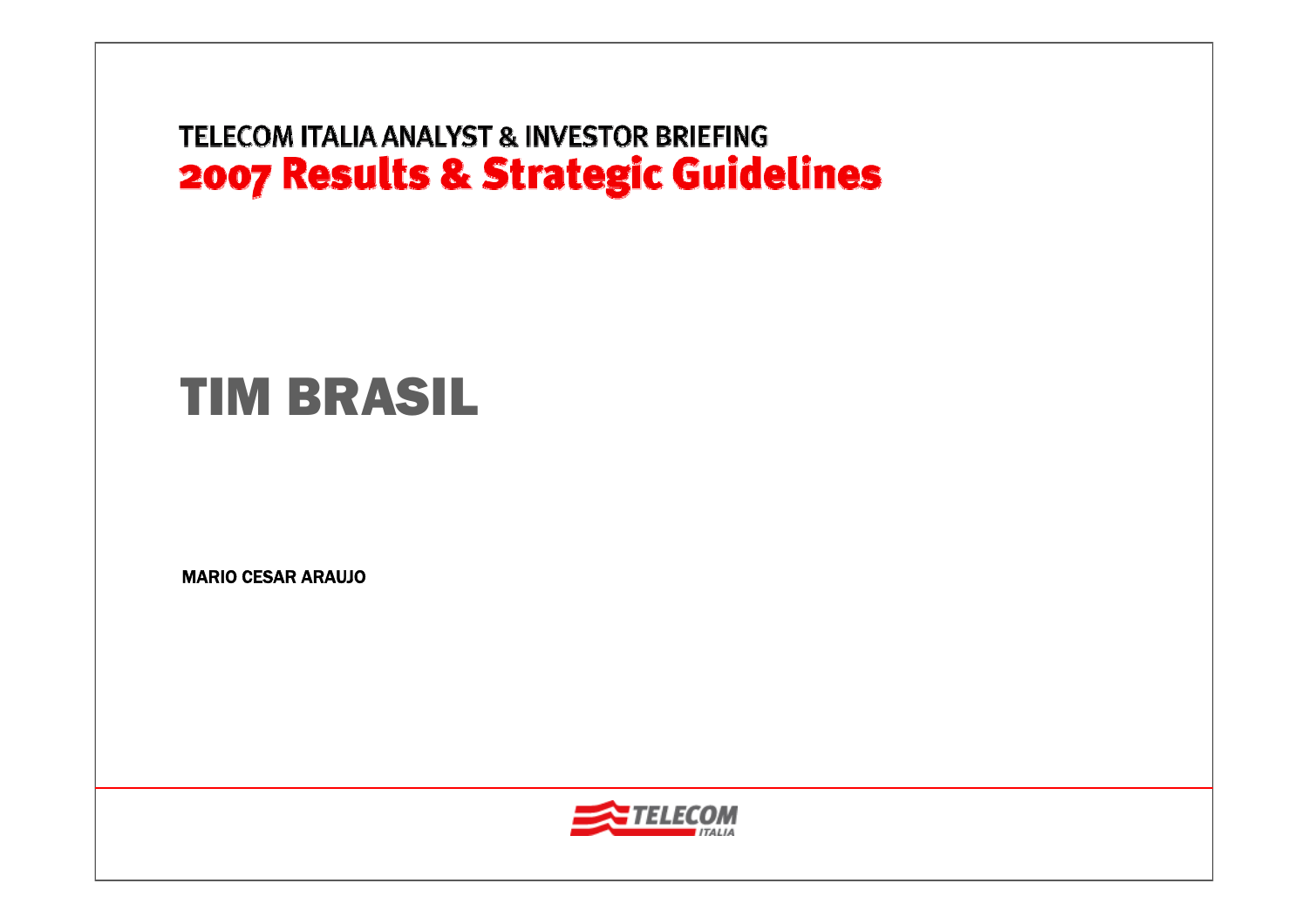TELECOM ITALIA ANALYST & INVESTOR BRIEFING

# 2007 Results & Strategic Guidelines

# TIM BRASIL

MARIO CESAR ARAUJO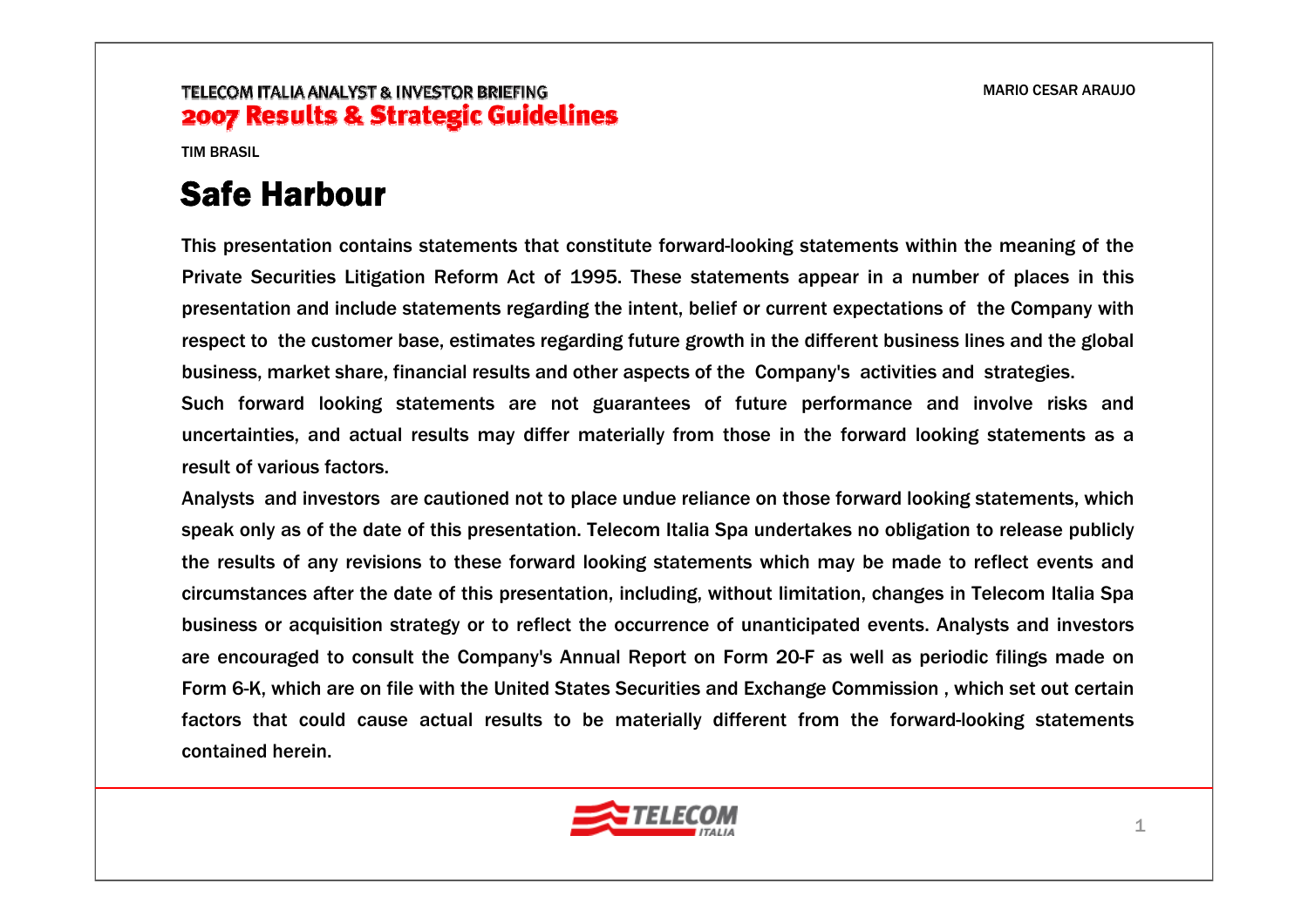# Safe Harbour

This presentation contains statements that constitute forward-looking statements within the meaning of the Private Securities Litigation Reform Act of 1995. These statements appear in a number of places in this presentation and include statements regarding the intent, belief or current expectations of the Company with respect to the customer base, estimates regarding future growth in the different business lines and the global business, market share, financial results and other aspects of the Company's activities and strategies.

Such forward looking statements are not guarantees of future performance and involve risks and uncertainties, and actual results may differ materially from those in the forward looking statements as a result of various factors.

Analysts and investors are cautioned not to place undue reliance on those forward looking statements, which speak only as of the date of this presentation. Telecom Italia Spa undertakes no obligation to release publicly the results of any revisions to these forward looking statements which may be made to reflect events and circumstances after the date of this presentation, including, without limitation, changes in Telecom Italia Spa business or acquisition strategy or to reflect the occurrence of unanticipated events. Analysts and investors are encouraged to consult the Company's Annual Report on Form 20-F as well as periodic filings made on Form 6-K, which are on file with the United States Securities and Exchange Commission , which set out certain factors that could cause actual results to be materially different from the forward-looking statements contained herein.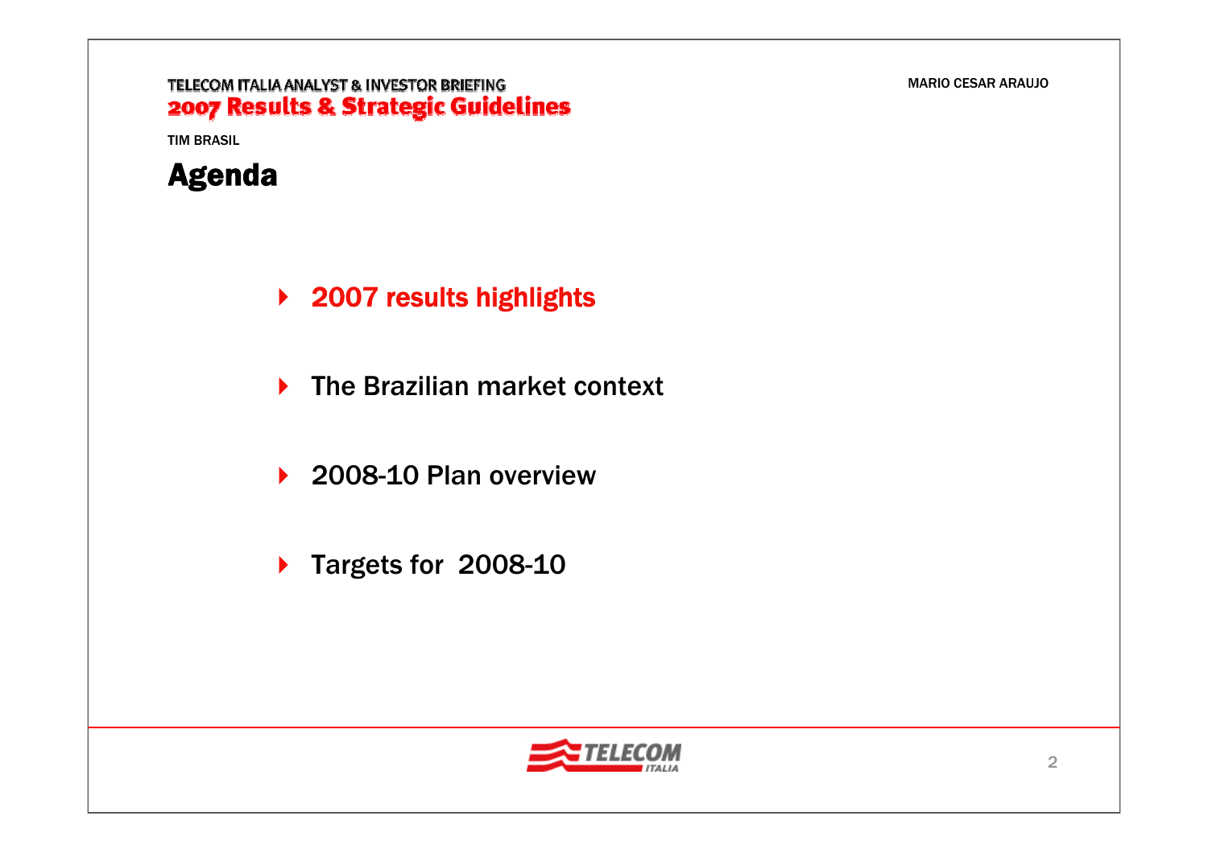# Agenda

- 2007 results highlights
- The Brazilian market context
- 2008-10 Plan overview
- Targets for 2008-10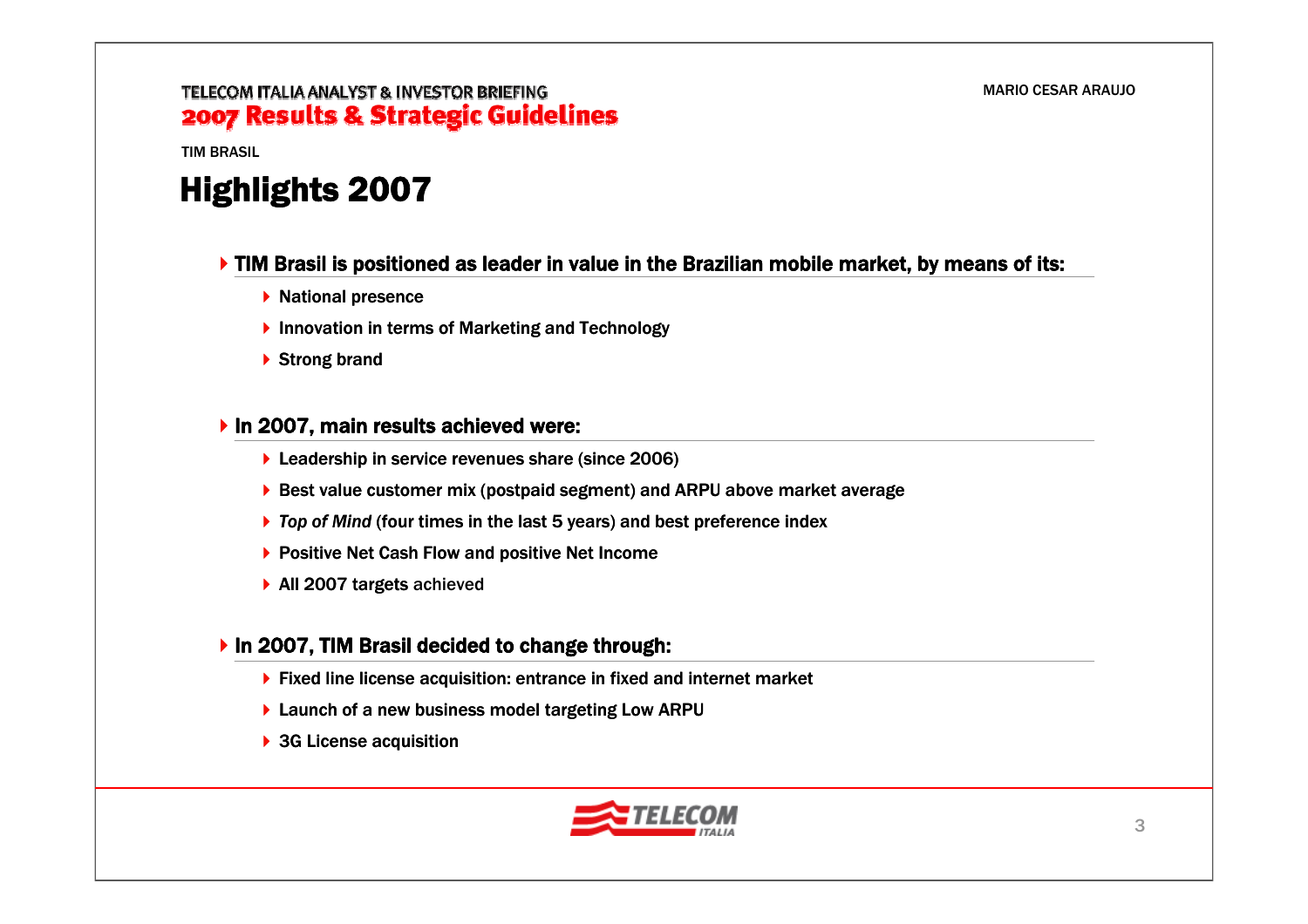TIM BRASIL

# Highlights 2007

## TIM Brasil is positioned as leader in value in the Brazilian mobile market, by means of its:

- National presence
- Innovation in terms of Marketing and Technology
- Strong brand

## In 2007, main results achieved were:

- Leadership in service revenues share (since 2006)
- Best value customer mix (postpaid segment) and ARPU above market average
- *Top of Mind* (four times in the last 5 years) and best preference index
- Positive Net Cash Flow and positive Net Income
- All 2007 targets achieved

## In 2007, TIM Brasil decided to change through:

- Fixed line license acquisition: entrance in fixed and internet market
- Launch of a new business model targeting Low ARPU
- 3G License acquisition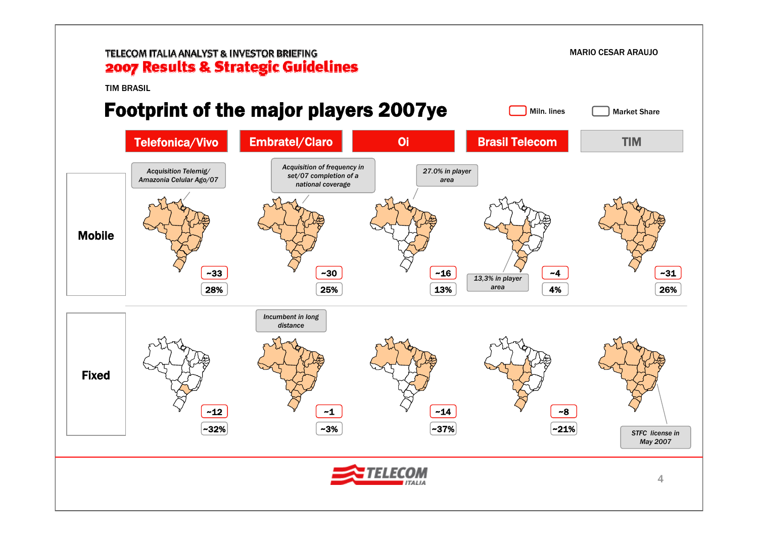TELECOM ITALIA ANALYST & INVESTOR BRIEFING
**2007 Results & Strategic Guidelines**

MARIO CESAR ARAUJO

TIM BRASIL

# Footprint of the major players 2007ye

Legend: Mln. lines (red box) | Market Share (black box)

| | Telefonica/Vivo | Embratel/Claro | Oi | Brasil Telecom | TIM |
|---|---|---|---|---|---|
| **Mobile** – Mln. lines | ~33 | ~30 | ~16 | ~4 | ~31 |
| **Mobile** – Market Share | 28% | 25% | 13% | 4% | 26% |
| **Fixed** – Mln. lines | ~12 | ~1 | ~14 | ~8 | |
| **Fixed** – Market Share | ~32% | ~3% | ~37% | ~21% | |

Mobile notes:
- Telefonica/Vivo: *Acquisition Telemig/ Amazonia Celular Ago/07*
- Embratel/Claro: *Acquisition of frequency in set/07 completion of a national coverage*
- Oi: *27.0% in player area*
- Brasil Telecom: *13,3% in player area*

Fixed notes:
- Embratel/Claro: *Incumbent in long distance*
- TIM: *STFC license in May 2007*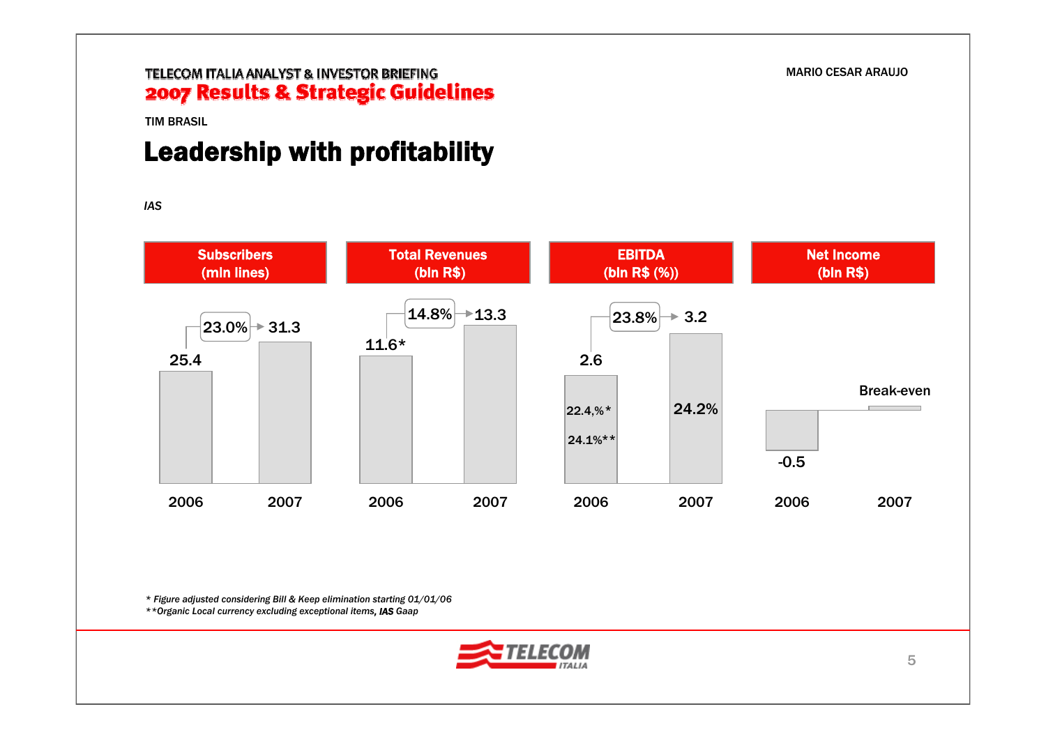TELECOM ITALIA ANALYST & INVESTOR BRIEFING

**2007 Results & Strategic Guidelines**

MARIO CESAR ARAUJO

TIM BRASIL

# Leadership with profitability

*IAS*

| | Subscribers (mln lines) | Total Revenues (bln R$) | EBITDA (bln R$ (%)) | Net Income (bln R$) |
|---|---|---|---|---|
| 2006 | 25.4 | 11.6* | 2.6 (22.4,%* / 24.1%**) | -0.5 |
| 2007 | 31.3 | 13.3 | 3.2 (24.2%) | Break-even |
| Growth | 23.0% | 14.8% | 23.8% | |

*\* Figure adjusted considering Bill & Keep elimination starting 01/01/06*

*\*\*Organic Local currency excluding exceptional items, **IAS** Gaap*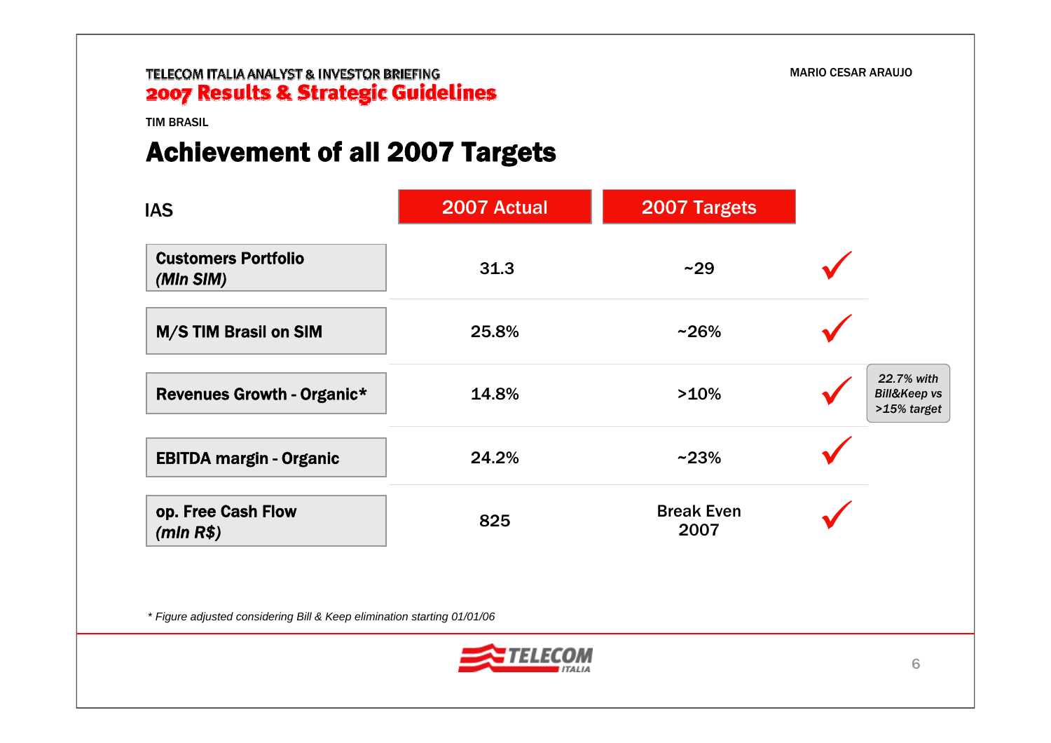TIM BRASIL

# Achievement of all 2007 Targets

| IAS | 2007 Actual | 2007 Targets | |
|---|---|---|---|
| **Customers Portfolio *(Mln SIM)*** | 31.3 | ~29 | ✓ |
| **M/S TIM Brasil on SIM** | 25.8% | ~26% | ✓ |
| **Revenues Growth - Organic*** | 14.8% | >10% | ✓ *22.7% with Bill&Keep vs >15% target* |
| **EBITDA margin - Organic** | 24.2% | ~23% | ✓ |
| **op. Free Cash Flow *(mln R$)*** | 825 | Break Even 2007 | ✓ |

*\* Figure adjusted considering Bill & Keep elimination starting 01/01/06*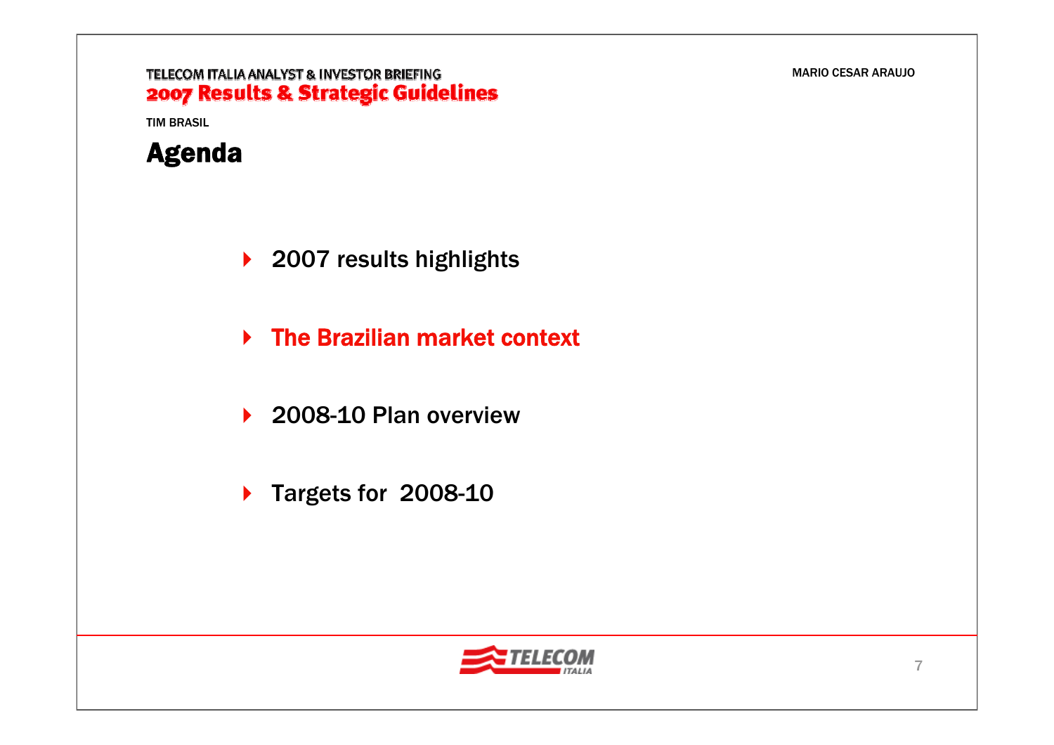TIM BRASIL

# Agenda

- 2007 results highlights
- **The Brazilian market context**
- 2008-10 Plan overview
- Targets for 2008-10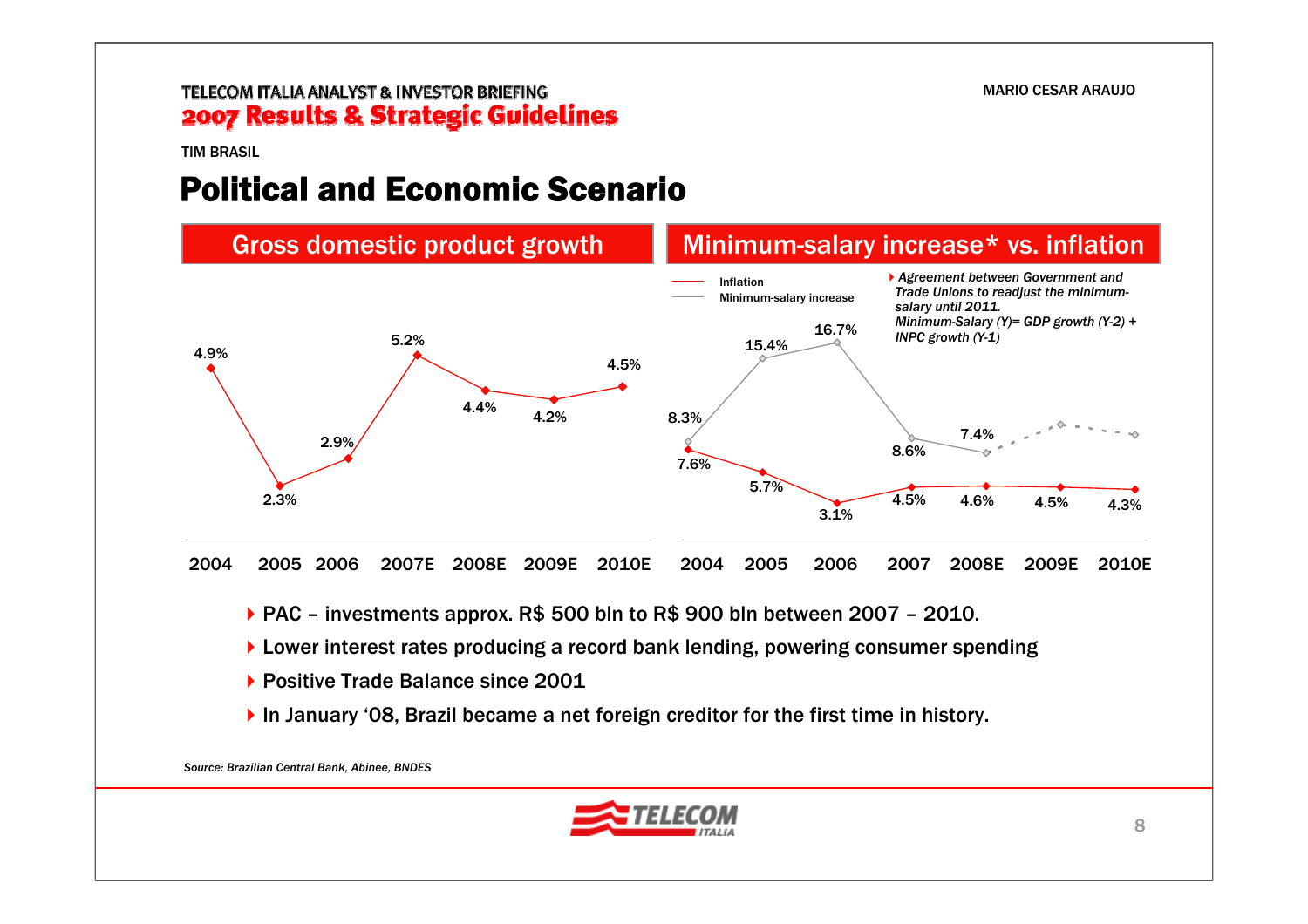TIM BRASIL

# Political and Economic Scenario

## Gross domestic product growth

| 2004 | 2005 | 2006 | 2007E | 2008E | 2009E | 2010E |
|---|---|---|---|---|---|---|
| 4.9% | 2.3% | 2.9% | 5.2% | 4.4% | 4.2% | 4.5% |

## Minimum-salary increase* vs. inflation

| | 2004 | 2005 | 2006 | 2007 | 2008E | 2009E | 2010E |
|---|---|---|---|---|---|---|---|
| Inflation | 7.6% | 5.7% | 3.1% | 4.5% | 4.6% | 4.5% | 4.3% |
| Minimum-salary increase | 8.3% | 15.4% | 16.7% | 8.6% | 7.4% | | |

* *Agreement between Government and Trade Unions to readjust the minimum-salary until 2011. Minimum-Salary (Y)= GDP growth (Y-2) + INPC growth (Y-1)*

- PAC – investments approx. R$ 500 bln to R$ 900 bln between 2007 – 2010.
- Lower interest rates producing a record bank lending, powering consumer spending
- Positive Trade Balance since 2001
- In January '08, Brazil became a net foreign creditor for the first time in history.

*Source: Brazilian Central Bank, Abinee, BNDES*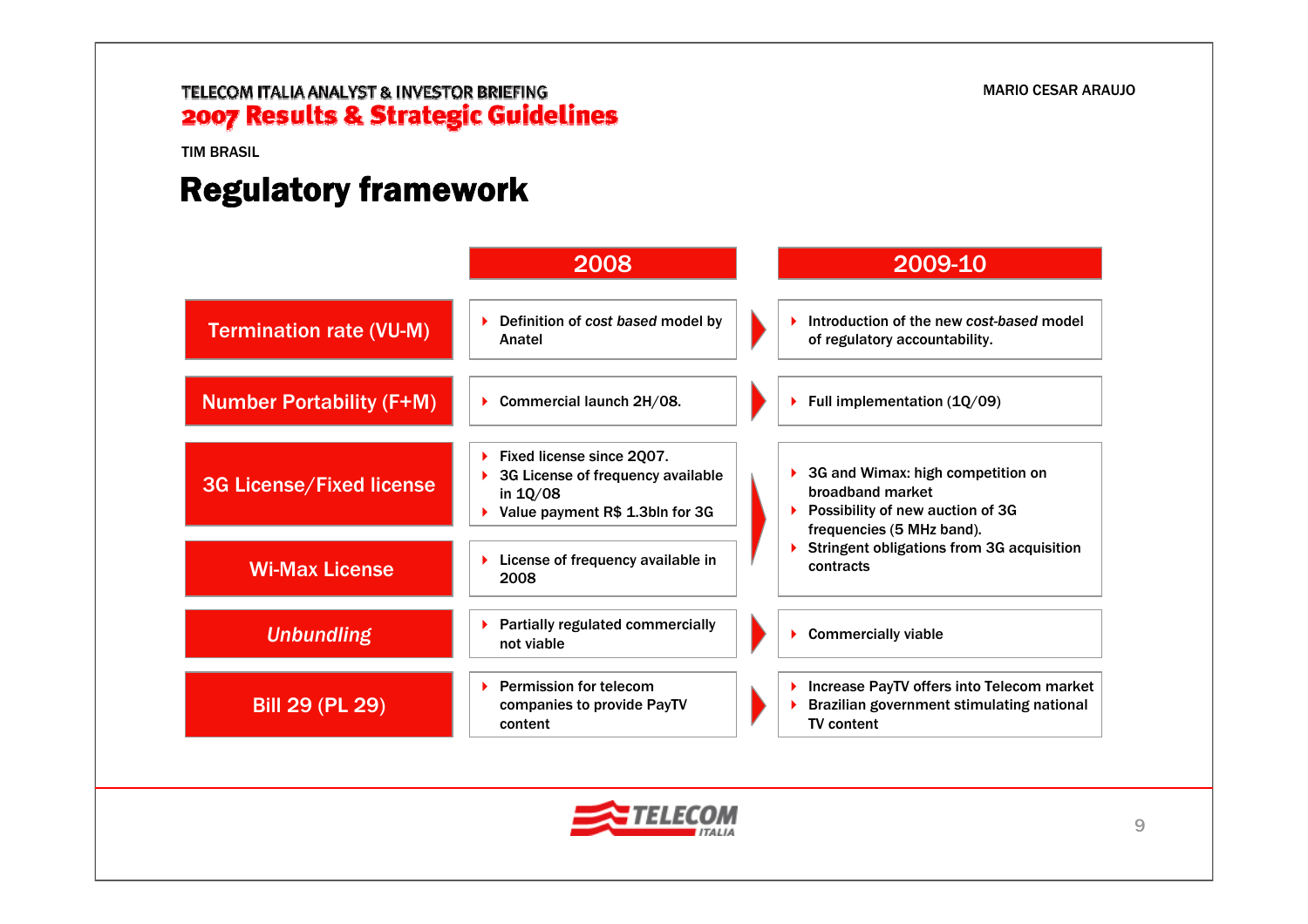TIM BRASIL

# Regulatory framework

| | 2008 | 2009-10 |
|---|---|---|
| Termination rate (VU-M) | Definition of *cost based* model by Anatel | Introduction of the new *cost-based* model of regulatory accountability. |
| Number Portability (F+M) | Commercial launch 2H/08. | Full implementation (1Q/09) |
| 3G License/Fixed license | Fixed license since 2Q07.<br>3G License of frequency available in 1Q/08<br>Value payment R$ 1.3bln for 3G | 3G and Wimax: high competition on broadband market<br>Possibility of new auction of 3G frequencies (5 MHz band).<br>Stringent obligations from 3G acquisition contracts |
| Wi-Max License | License of frequency available in 2008 | |
| *Unbundling* | Partially regulated commercially not viable | Commercially viable |
| Bill 29 (PL 29) | Permission for telecom companies to provide PayTV content | Increase PayTV offers into Telecom market<br>Brazilian government stimulating national TV content |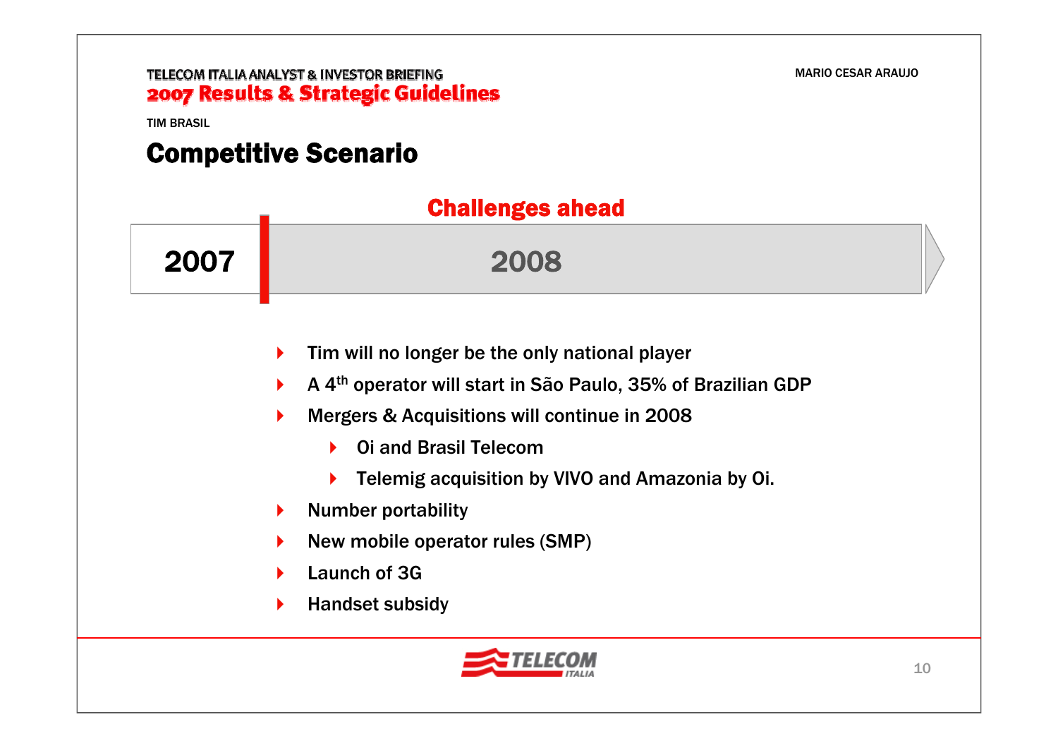TIM BRASIL

# Competitive Scenario

## Challenges ahead

2007 | 2008

- Tim will no longer be the only national player
- A 4th operator will start in São Paulo, 35% of Brazilian GDP
- Mergers & Acquisitions will continue in 2008
  - Oi and Brasil Telecom
  - Telemig acquisition by VIVO and Amazonia by Oi.
- Number portability
- New mobile operator rules (SMP)
- Launch of 3G
- Handset subsidy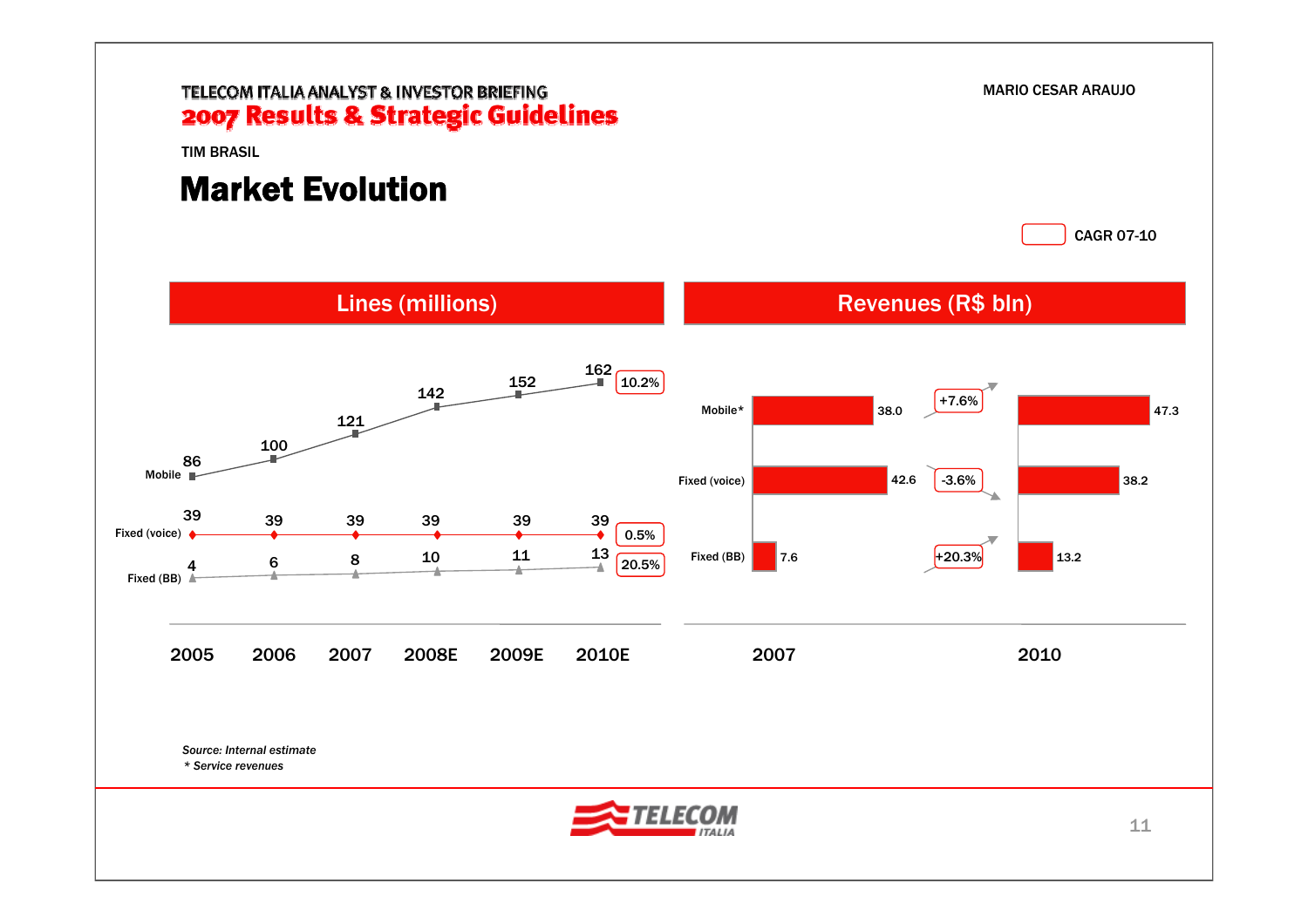TELECOM ITALIA ANALYST & INVESTOR BRIEFING

**2007 Results & Strategic Guidelines**

MARIO CESAR ARAUJO

TIM BRASIL

# Market Evolution

CAGR 07-10

## Lines (millions)

| | 2005 | 2006 | 2007 | 2008E | 2009E | 2010E | CAGR 07-10 |
|---|---|---|---|---|---|---|---|
| Mobile | 86 | 100 | 121 | 142 | 152 | 162 | 10.2% |
| Fixed (voice) | 39 | 39 | 39 | 39 | 39 | 39 | 0.5% |
| Fixed (BB) | 4 | 6 | 8 | 10 | 11 | 13 | 20.5% |

## Revenues (R$ bln)

| | 2007 | CAGR 07-10 | 2010 |
|---|---|---|---|
| Mobile* | 38.0 | +7.6% | 47.3 |
| Fixed (voice) | 42.6 | -3.6% | 38.2 |
| Fixed (BB) | 7.6 | +20.3% | 13.2 |

*Source: Internal estimate*

*\* Service revenues*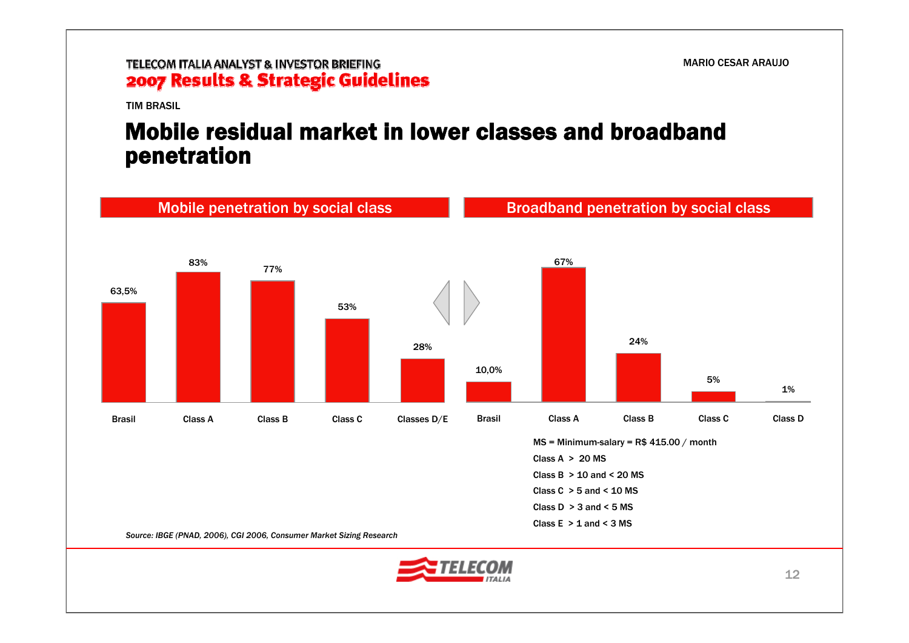TIM BRASIL

# Mobile residual market in lower classes and broadband penetration

## Mobile penetration by social class

| Brasil | Class A | Class B | Class C | Classes D/E |
|---|---|---|---|---|
| 63,5% | 83% | 77% | 53% | 28% |

## Broadband penetration by social class

| Brasil | Class A | Class B | Class C | Class D |
|---|---|---|---|---|
| 10,0% | 67% | 24% | 5% | 1% |

MS = Minimum-salary = R$ 415.00 / month

Class A > 20 MS

Class B > 10 and < 20 MS

Class C > 5 and < 10 MS

Class D > 3 and < 5 MS

Class E > 1 and < 3 MS

*Source: IBGE (PNAD, 2006), CGI 2006, Consumer Market Sizing Research*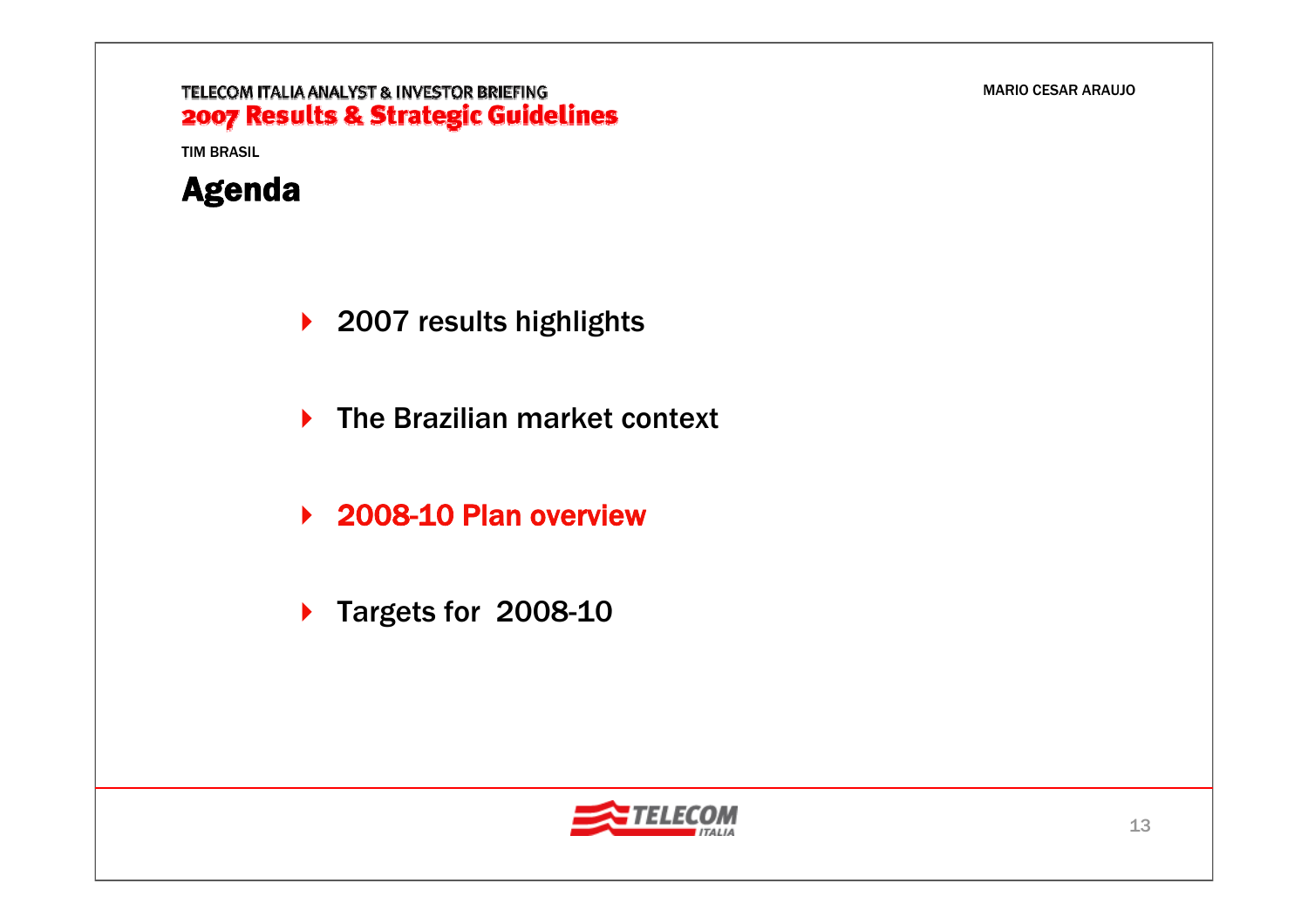TIM BRASIL

# Agenda

- 2007 results highlights
- The Brazilian market context
- **2008-10 Plan overview**
- Targets for 2008-10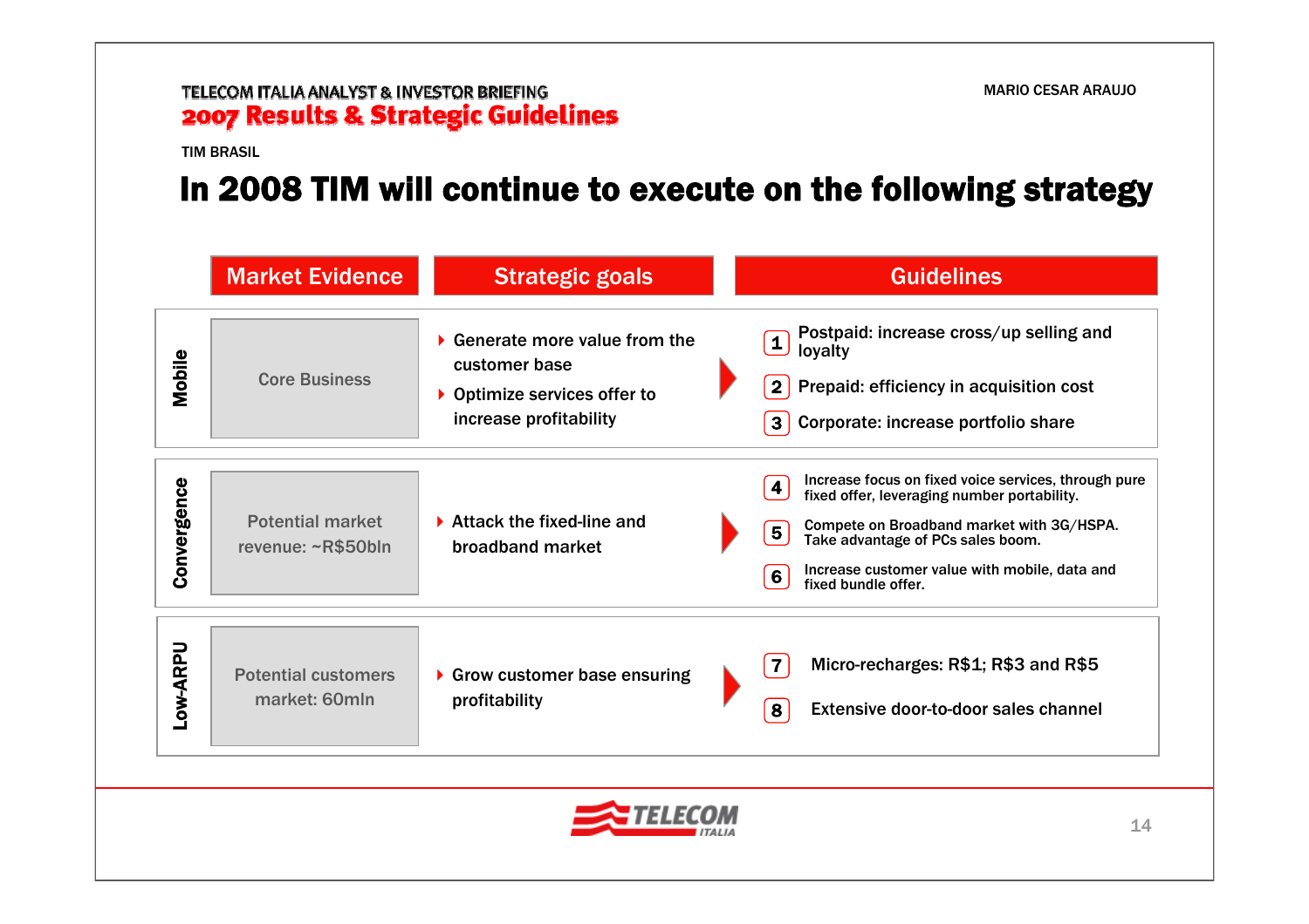TIM BRASIL

# In 2008 TIM will continue to execute on the following strategy

| | Market Evidence | Strategic goals | Guidelines |
| --- | --- | --- | --- |
| **Mobile** | Core Business | • Generate more value from the customer base<br>• Optimize services offer to increase profitability | 1. Postpaid: increase cross/up selling and loyalty<br>2. Prepaid: efficiency in acquisition cost<br>3. Corporate: increase portfolio share |
| **Convergence** | Potential market revenue: ~R$50bln | • Attack the fixed-line and broadband market | 4. Increase focus on fixed voice services, through pure fixed offer, leveraging number portability.<br>5. Compete on Broadband market with 3G/HSPA. Take advantage of PCs sales boom.<br>6. Increase customer value with mobile, data and fixed bundle offer. |
| **Low-ARPU** | Potential customers market: 60mln | • Grow customer base ensuring profitability | 7. Micro-recharges: R$1; R$3 and R$5<br>8. Extensive door-to-door sales channel |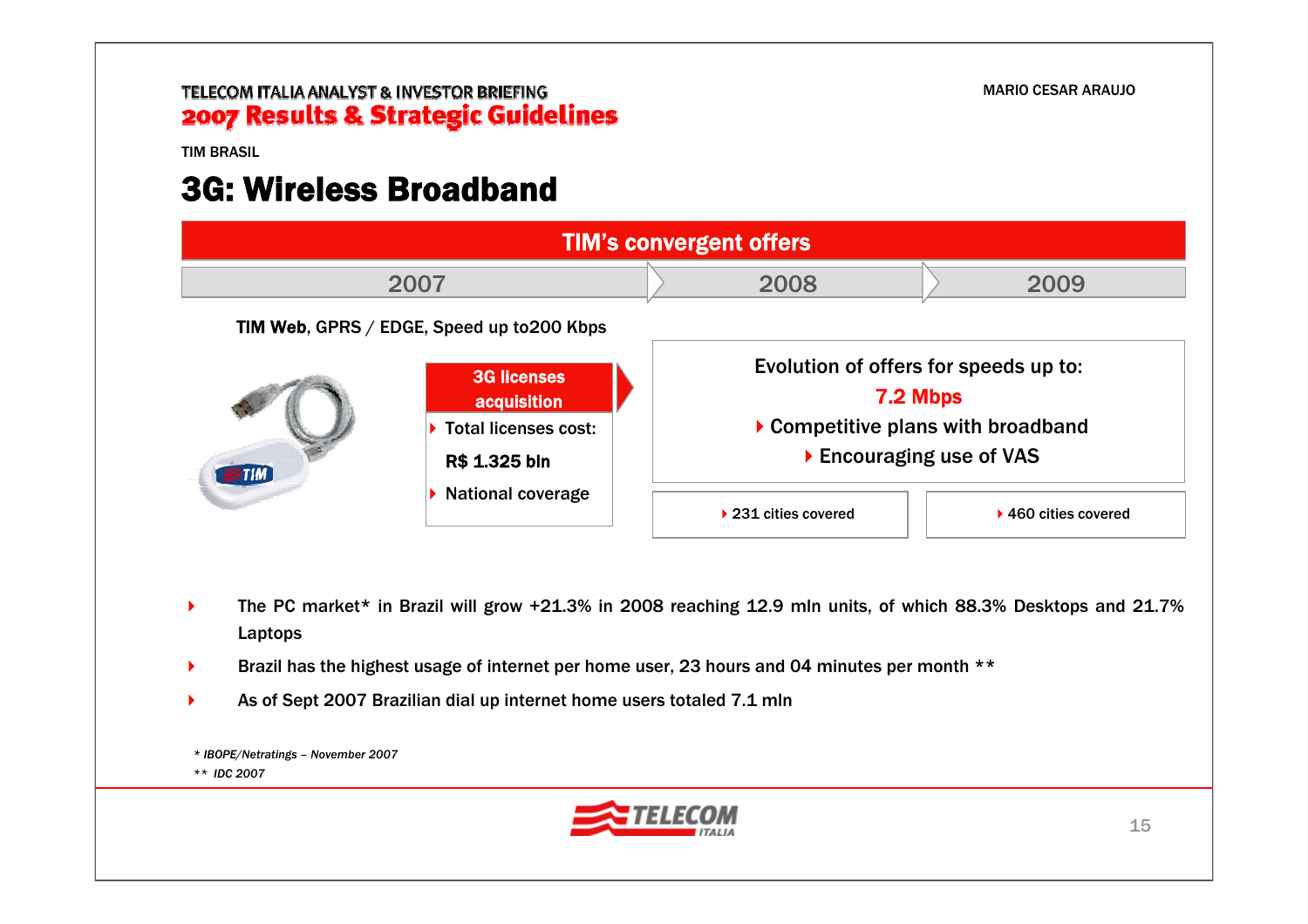TIM BRASIL

# 3G: Wireless Broadband

## TIM's convergent offers

| 2007 | 2008 | 2009 |
| --- | --- | --- |
| **TIM Web**, GPRS / EDGE, Speed up to200 Kbps | | |
| **3G licenses acquisition**<br>- Total licenses cost: **R$ 1.325 bln**<br>- National coverage | Evolution of offers for speeds up to: **7.2 Mbps**<br>- Competitive plans with broadband<br>- Encouraging use of VAS | |
| | 231 cities covered | 460 cities covered |

- The PC market* in Brazil will grow +21.3% in 2008 reaching 12.9 mln units, of which 88.3% Desktops and 21.7% Laptops
- Brazil has the highest usage of internet per home user, 23 hours and 04 minutes per month **
- As of Sept 2007 Brazilian dial up internet home users totaled 7.1 mln

*\* IBOPE/Netratings – November 2007*

*\*\* IDC 2007*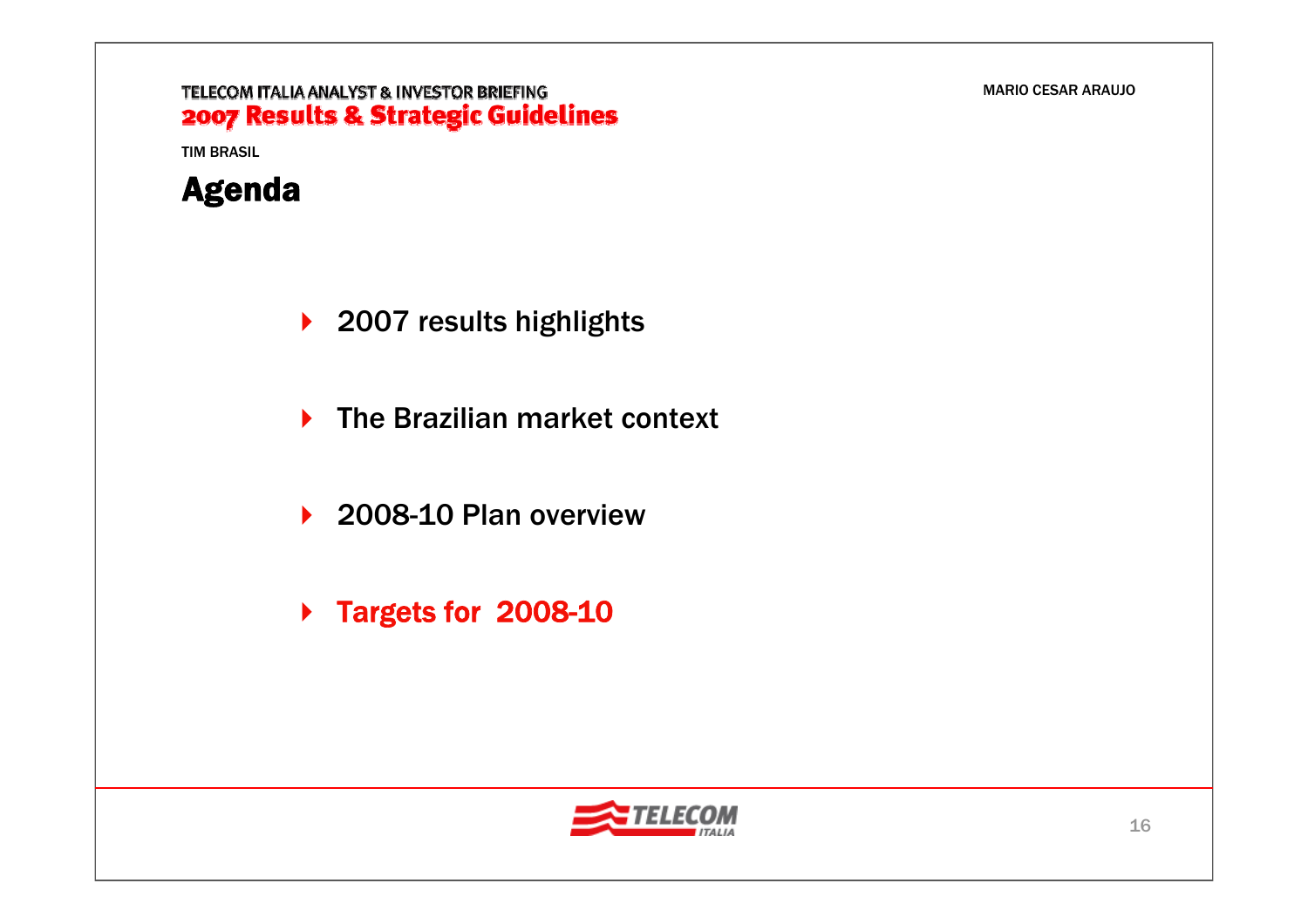TIM BRASIL

# Agenda

- 2007 results highlights
- The Brazilian market context
- 2008-10 Plan overview
- **Targets for 2008-10**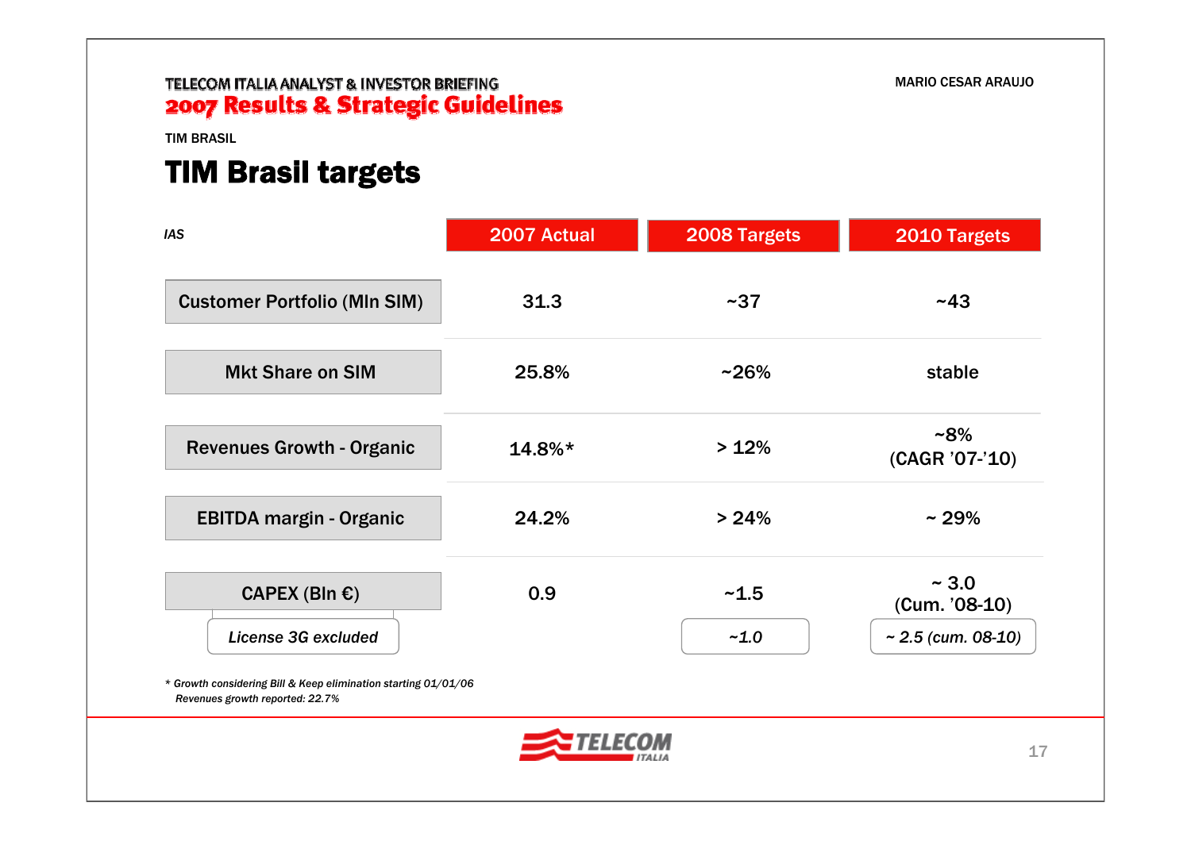TIM BRASIL

# TIM Brasil targets

| *IAS* | 2007 Actual | 2008 Targets | 2010 Targets |
|---|---|---|---|
| Customer Portfolio (Mln SIM) | 31.3 | ~37 | ~43 |
| Mkt Share on SIM | 25.8% | ~26% | stable |
| Revenues Growth - Organic | 14.8%* | > 12% | ~8% (CAGR '07-'10) |
| EBITDA margin - Organic | 24.2% | > 24% | ~ 29% |
| CAPEX (Bln €) | 0.9 | ~1.5 | ~ 3.0 (Cum. '08-10) |
| *License 3G excluded* | | *~1.0* | *~ 2.5 (cum. 08-10)* |

*\* Growth considering Bill & Keep elimination starting 01/01/06*
*Revenues growth reported: 22.7%*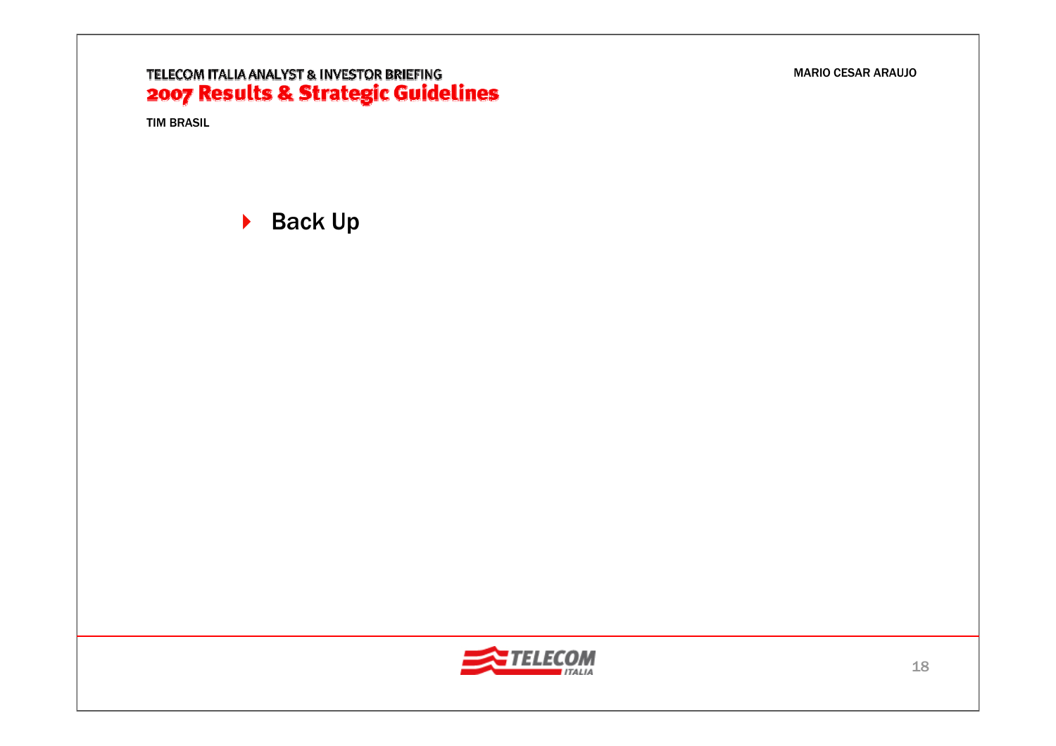- Back Up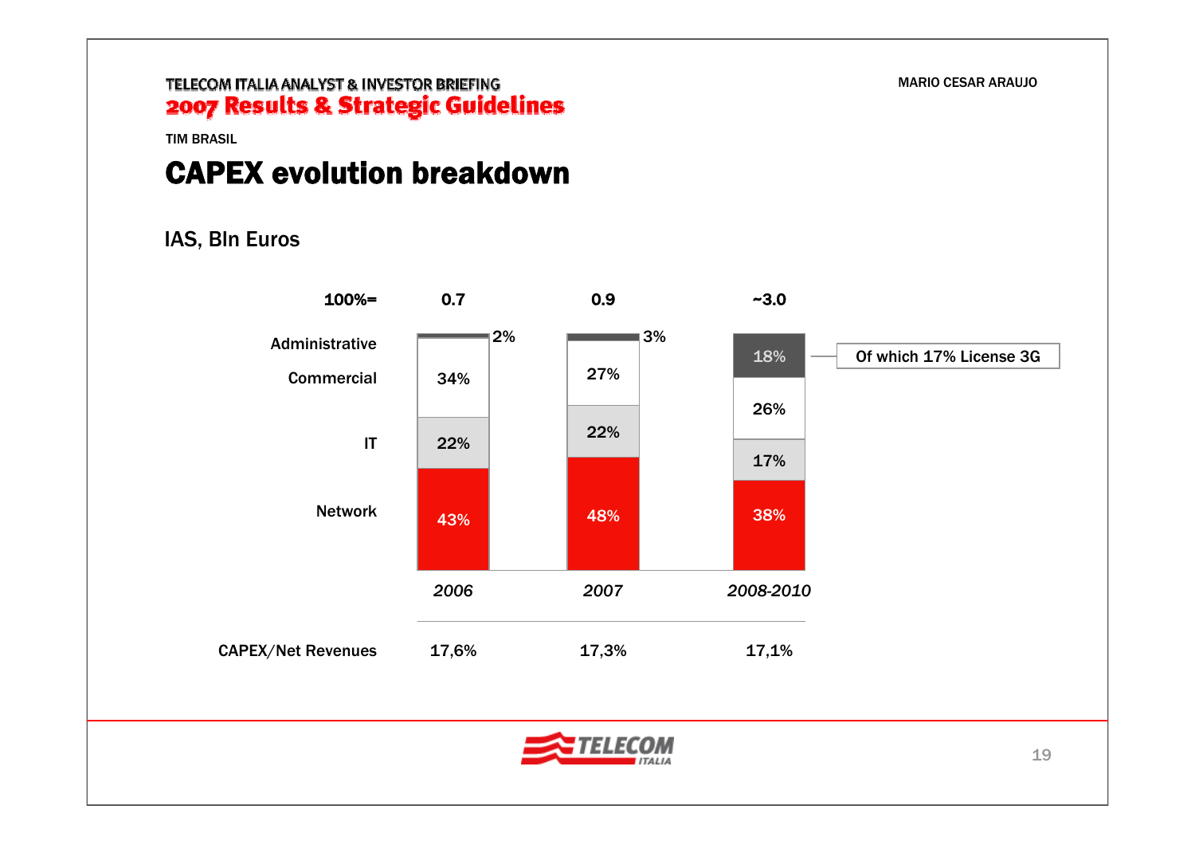TIM BRASIL

# CAPEX evolution breakdown

IAS, Bln Euros

| | 2006 | 2007 | 2008-2010 |
|---|---|---|---|
| 100%= | 0.7 | 0.9 | ~3.0 |
| Administrative | 2% | 3% | 18% |
| Commercial | 34% | 27% | 26% |
| IT | 22% | 22% | 17% |
| Network | 43% | 48% | 38% |
| CAPEX/Net Revenues | 17,6% | 17,3% | 17,1% |

Of which 17% License 3G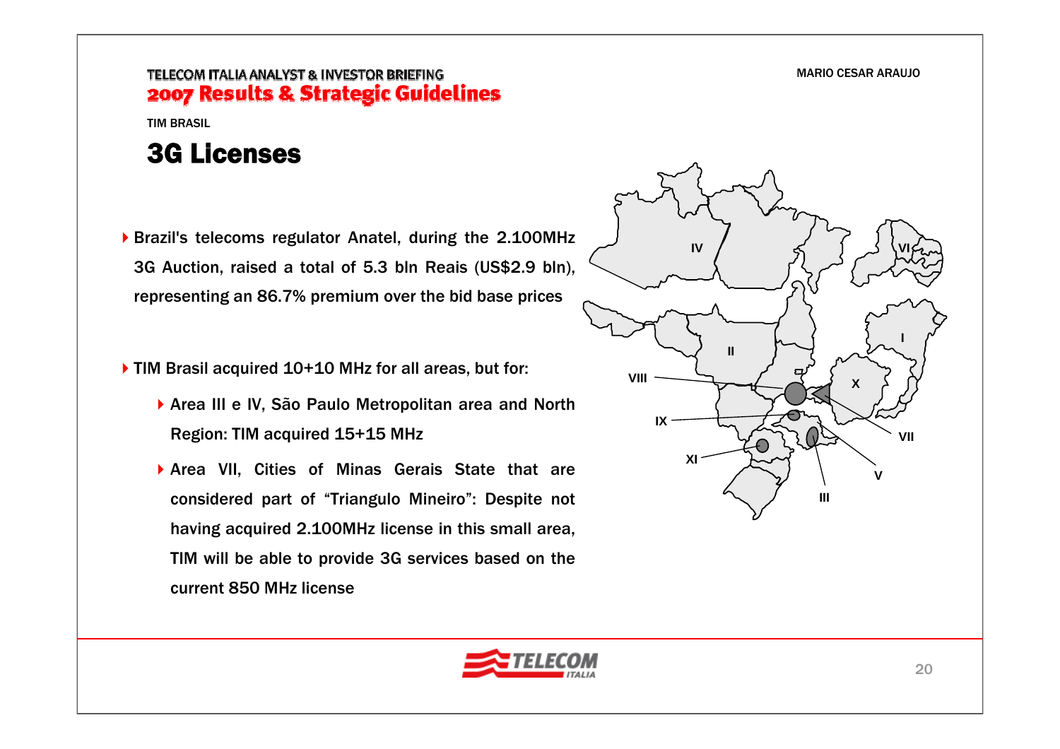TELECOM ITALIA ANALYST & INVESTOR BRIEFING

**2007 Results & Strategic Guidelines**

MARIO CESAR ARAUJO

TIM BRASIL

# 3G Licenses

- Brazil's telecoms regulator Anatel, during the 2.100MHz 3G Auction, raised a total of 5.3 bln Reais (US$2.9 bln), representing an 86.7% premium over the bid base prices

- TIM Brasil acquired 10+10 MHz for all areas, but for:
  - Area III e IV, São Paulo Metropolitan area and North Region: TIM acquired 15+15 MHz
  - Area VII, Cities of Minas Gerais State that are considered part of "Triangulo Mineiro": Despite not having acquired 2.100MHz license in this small area, TIM will be able to provide 3G services based on the current 850 MHz license

IV
VI
I
II
VIII
X
IX
VII
XI
V
III